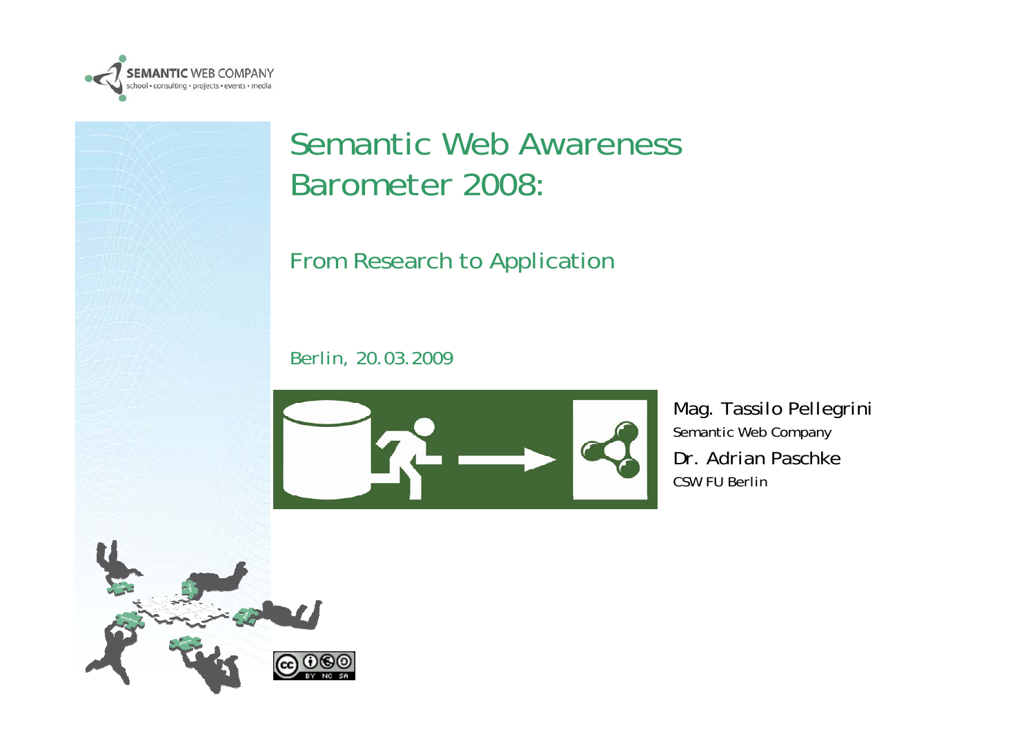SEMANTIC WEB COMPANY
school • consulting • projects • events • media

# Semantic Web Awareness Barometer 2008:

## From Research to Application

Berlin, 20.03.2009

Mag. Tassilo Pellegrini
Semantic Web Company

Dr. Adrian Paschke
CSW FU Berlin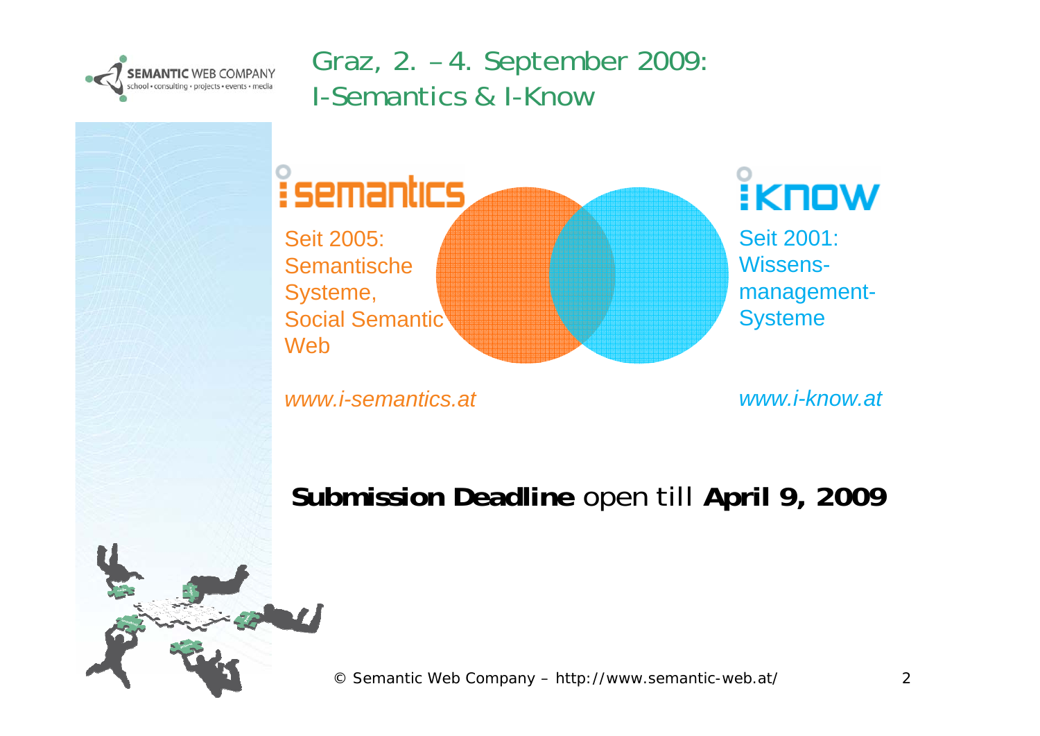# Graz, 2. – 4. September 2009: I-Semantics & I-Know

**i semantics**

Seit 2005:
Semantische Systeme,
Social Semantic Web

*www.i-semantics.at*

**i know**

Seit 2001:
Wissens-management-Systeme

*www.i-know.at*

**Submission Deadline** open till **April 9, 2009**

© Semantic Web Company – http://www.semantic-web.at/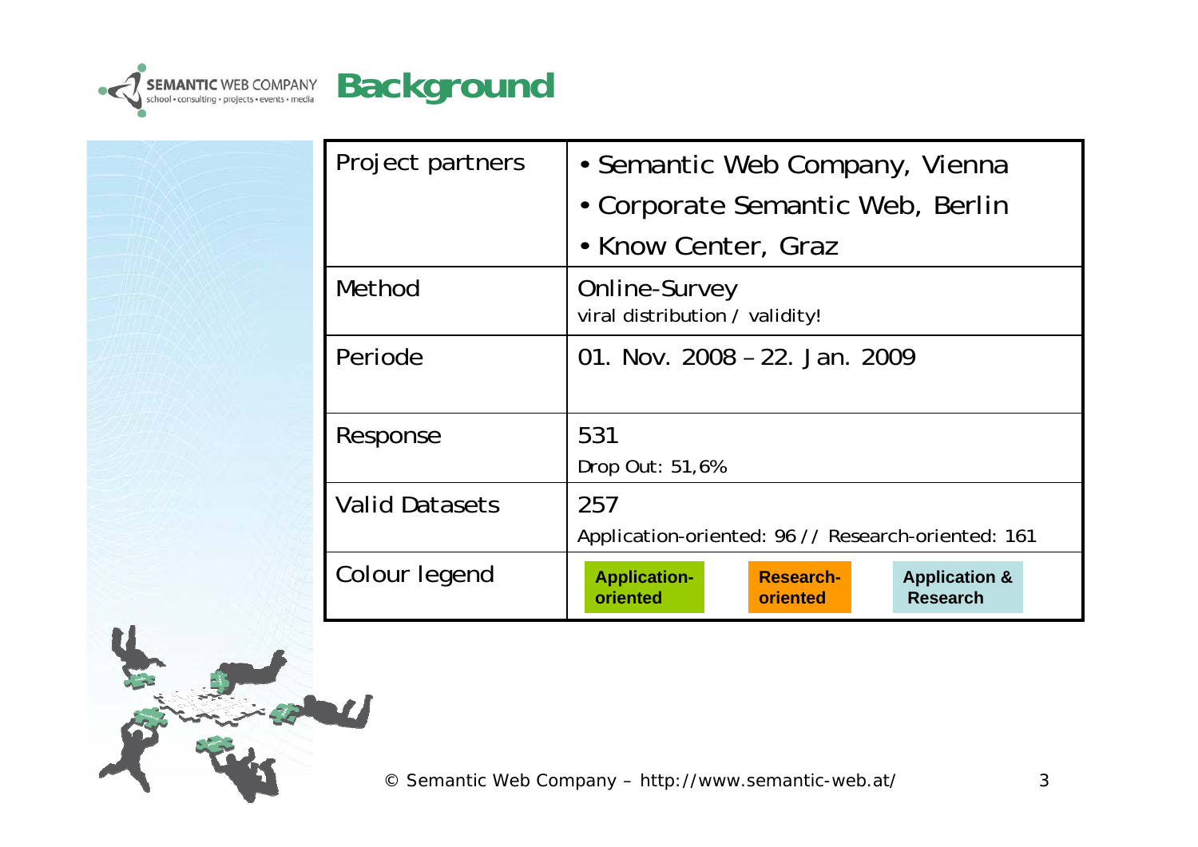# Background

| | |
|---|---|
| Project partners | • Semantic Web Company, Vienna<br>• Corporate Semantic Web, Berlin<br>• Know Center, Graz |
| Method | Online-Survey<br>viral distribution / validity! |
| Periode | 01. Nov. 2008 – 22. Jan. 2009 |
| Response | 531<br>Drop Out: 51,6% |
| Valid Datasets | 257<br>Application-oriented: 96 // Research-oriented: 161 |
| Colour legend | **Application-oriented** **Research-oriented** **Application & Research** |

© Semantic Web Company – http://www.semantic-web.at/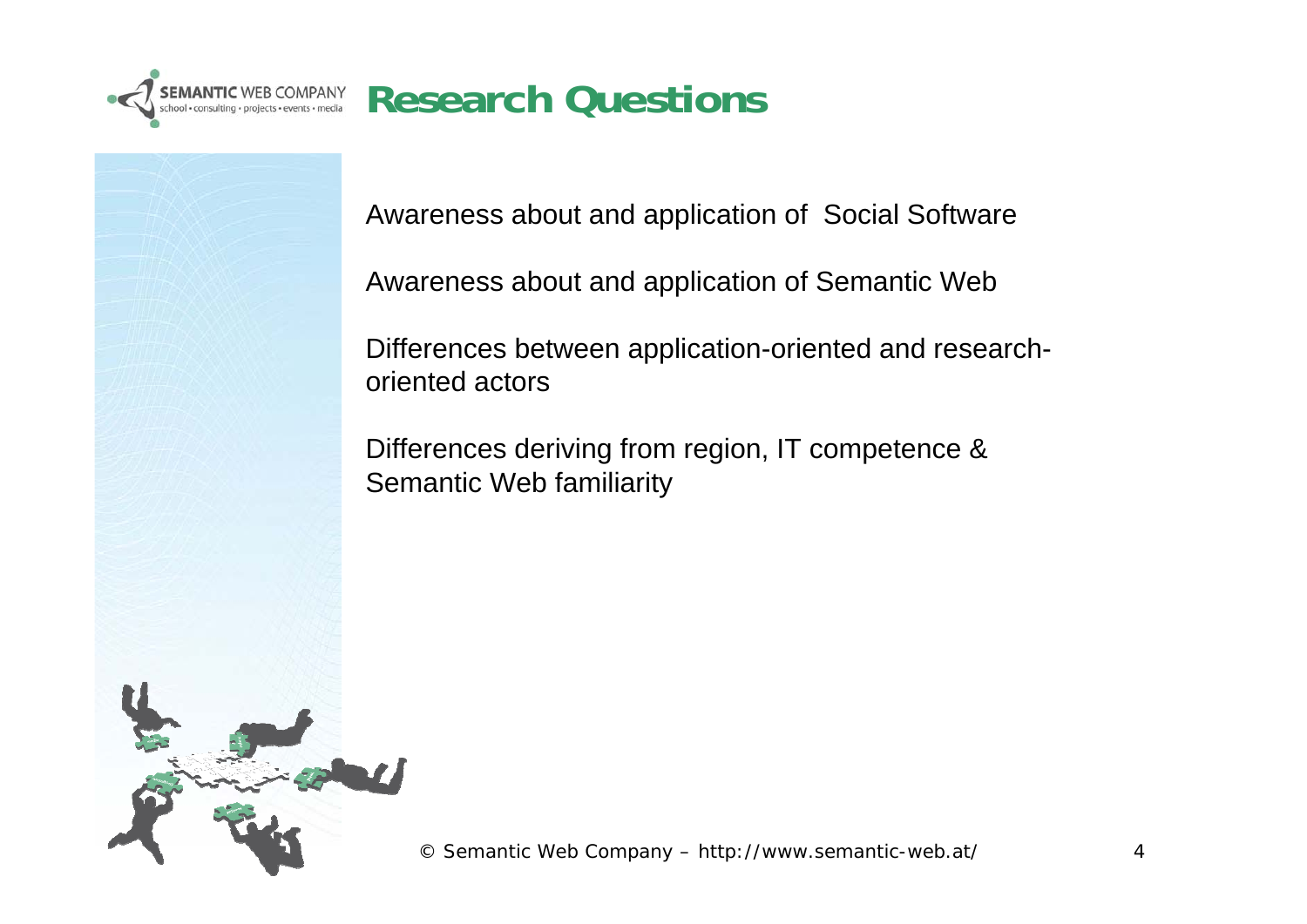# Research Questions

Awareness about and application of Social Software

Awareness about and application of Semantic Web

Differences between application-oriented and research-oriented actors

Differences deriving from region, IT competence & Semantic Web familiarity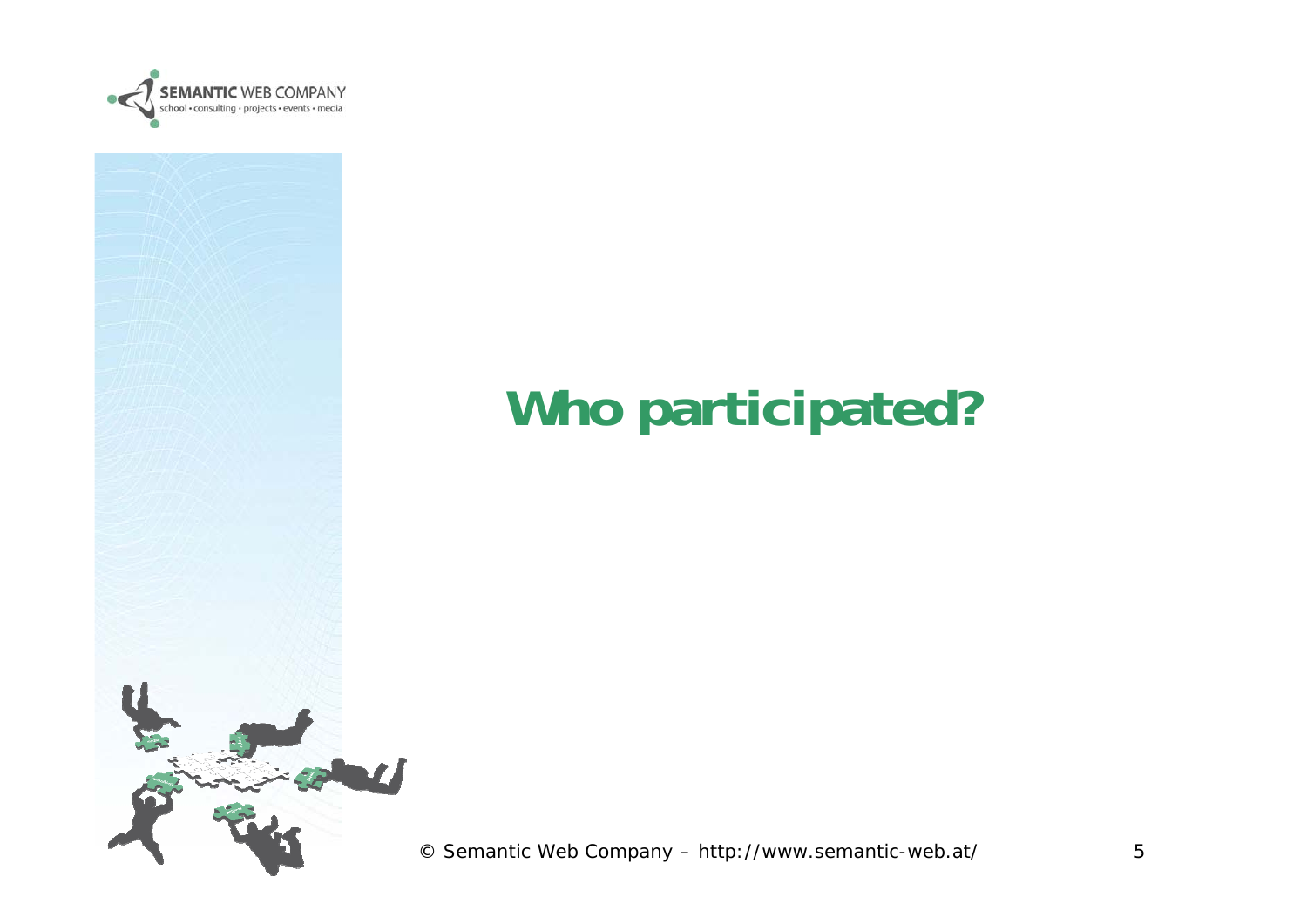# Who participated?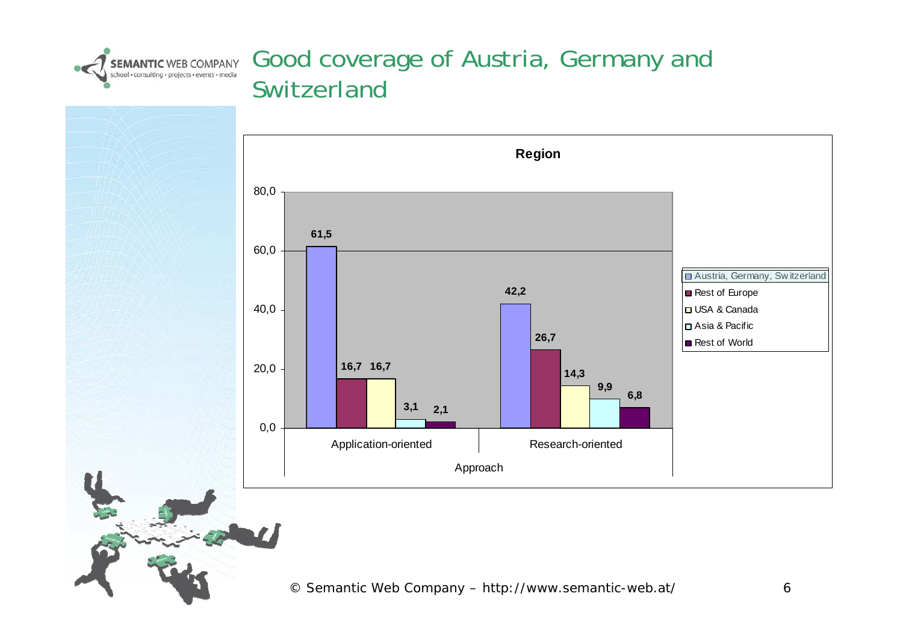# Good coverage of Austria, Germany and Switzerland

**Region**

| Approach | Austria, Germany, Switzerland | Rest of Europe | USA & Canada | Asia & Pacific | Rest of World |
|---|---|---|---|---|---|
| Application-oriented | 61,5 | 16,7 | 16,7 | 3,1 | 2,1 |
| Research-oriented | 42,2 | 26,7 | 14,3 | 9,9 | 6,8 |

© Semantic Web Company – http://www.semantic-web.at/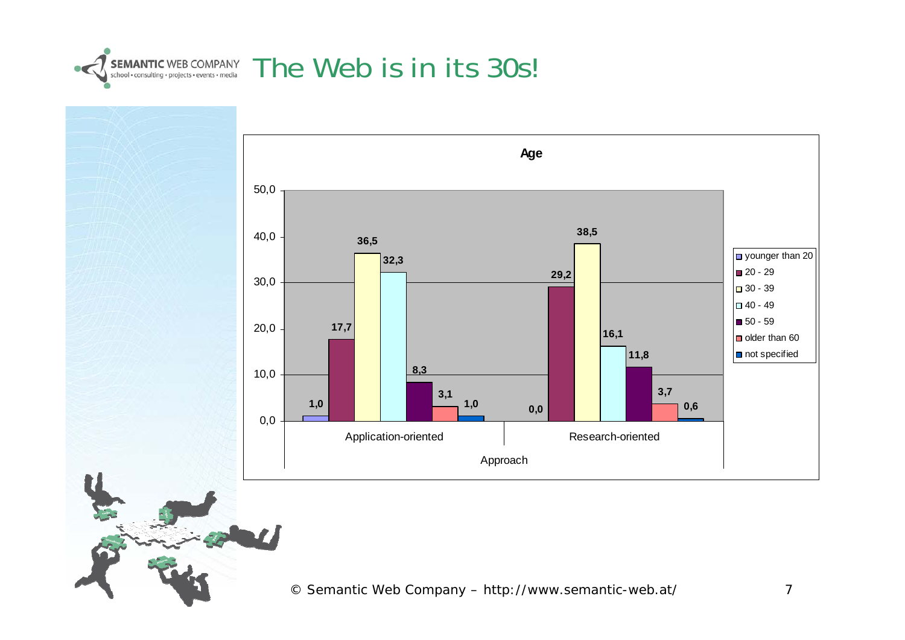# The Web is in its 30s!

**Age**

| Approach | younger than 20 | 20 - 29 | 30 - 39 | 40 - 49 | 50 - 59 | older than 60 | not specified |
|---|---|---|---|---|---|---|---|
| Application-oriented | 1,0 | 17,7 | 36,5 | 32,3 | 8,3 | 3,1 | 1,0 |
| Research-oriented | 0,0 | 29,2 | 38,5 | 16,1 | 11,8 | 3,7 | 0,6 |

© Semantic Web Company – http://www.semantic-web.at/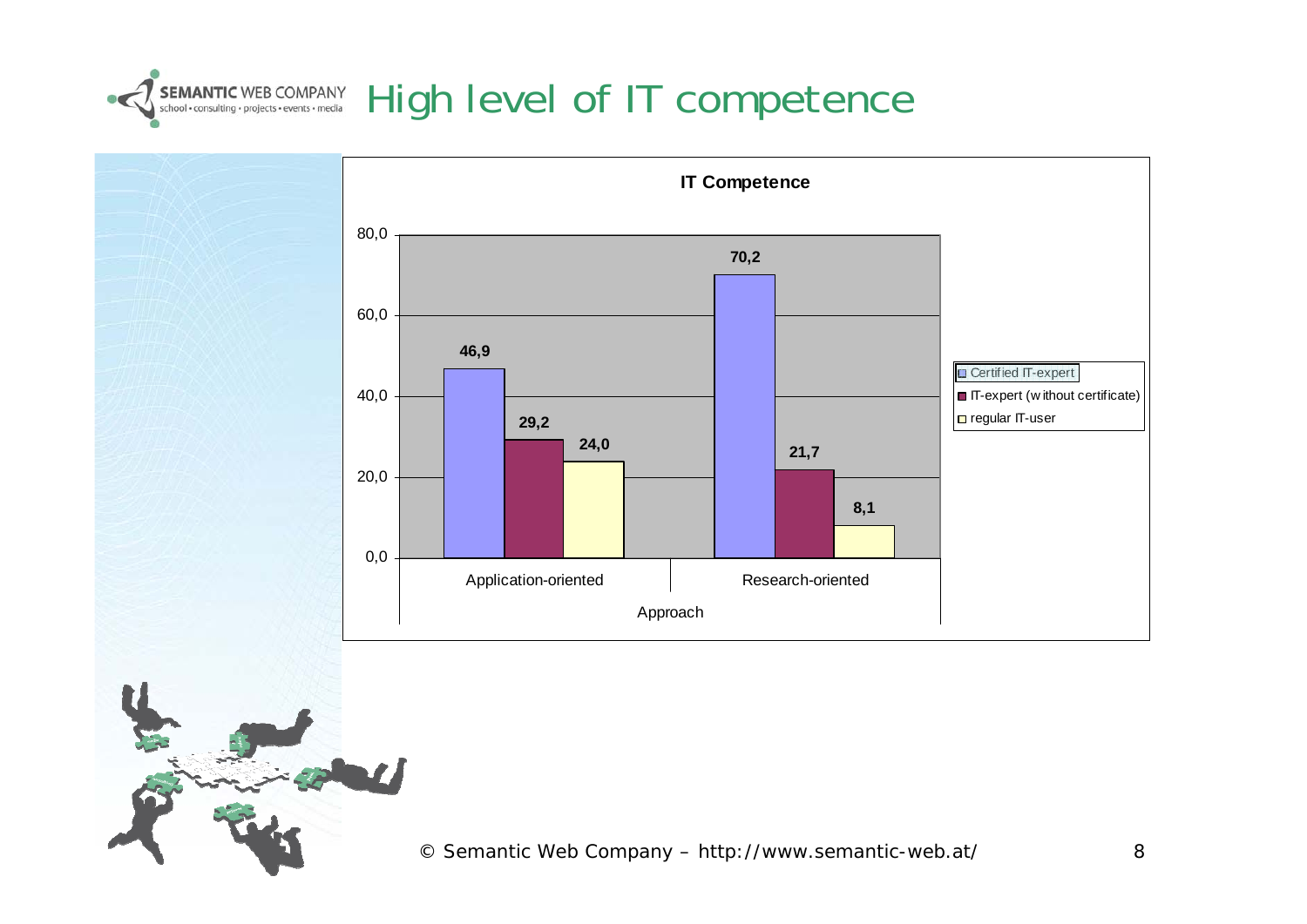# High level of IT competence

**IT Competence**

| Approach | Certified IT-expert | IT-expert (without certificate) | regular IT-user |
|---|---|---|---|
| Application-oriented | 46,9 | 29,2 | 24,0 |
| Research-oriented | 70,2 | 21,7 | 8,1 |

© Semantic Web Company – http://www.semantic-web.at/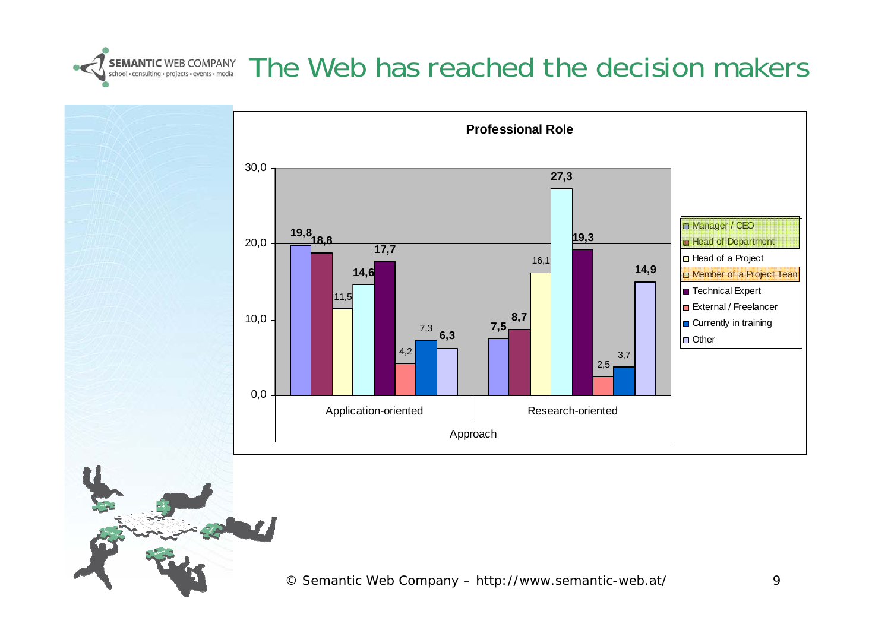# The Web has reached the decision makers

**Professional Role**

| Professional Role | Application-oriented | Research-oriented |
|---|---|---|
| Manager / CEO | 19,8 | 7,5 |
| Head of Department | 18,8 | 8,7 |
| Head of a Project | 11,5 | 16,1 |
| Member of a Project Team | 14,6 | 27,3 |
| Technical Expert | 17,7 | 19,3 |
| External / Freelancer | 4,2 | 2,5 |
| Currently in training | 7,3 | 3,7 |
| Other | 6,3 | 14,9 |

Approach

© Semantic Web Company – http://www.semantic-web.at/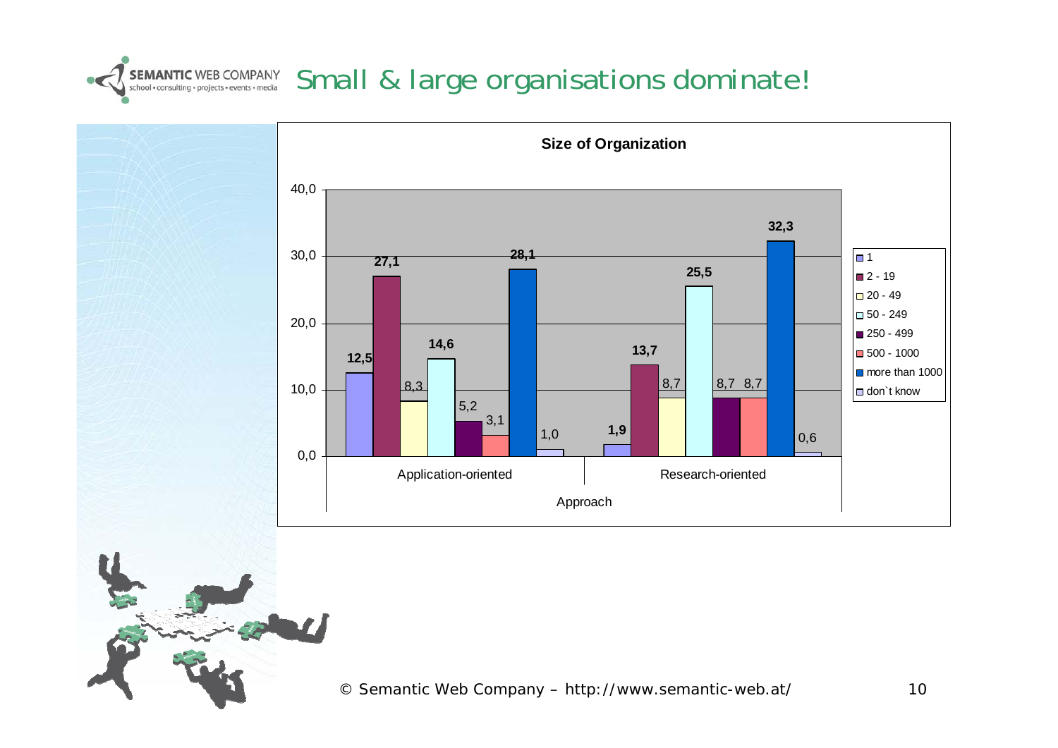# Small & large organisations dominate!

**Size of Organization**

| Approach | 1 | 2 - 19 | 20 - 49 | 50 - 249 | 250 - 499 | 500 - 1000 | more than 1000 | don`t know |
|---|---|---|---|---|---|---|---|---|
| Application-oriented | 12,5 | 27,1 | 8,3 | 14,6 | 5,2 | 3,1 | 28,1 | 1,0 |
| Research-oriented | 1,9 | 13,7 | 8,7 | 25,5 | 8,7 | 8,7 | 32,3 | 0,6 |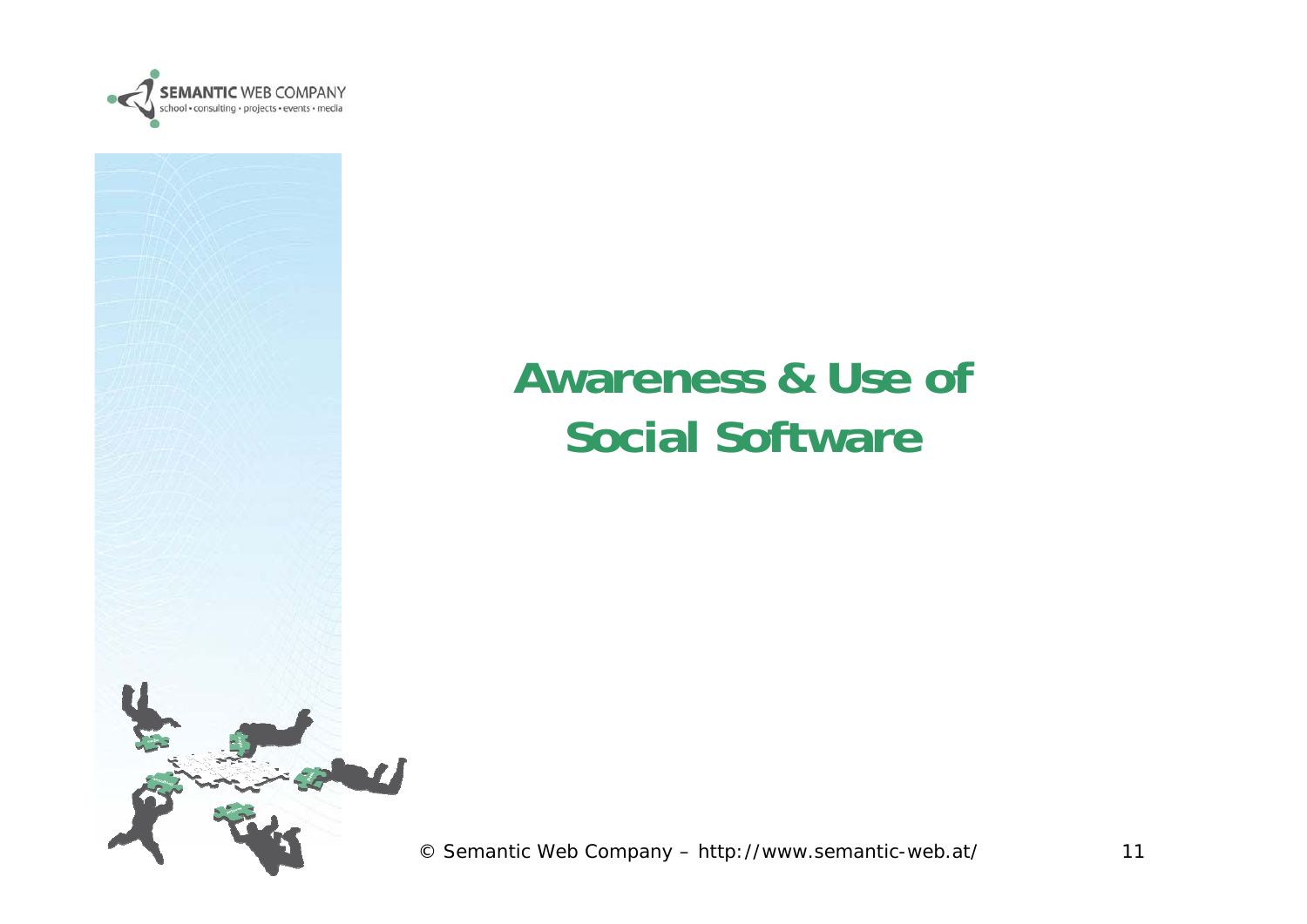# Awareness & Use of Social Software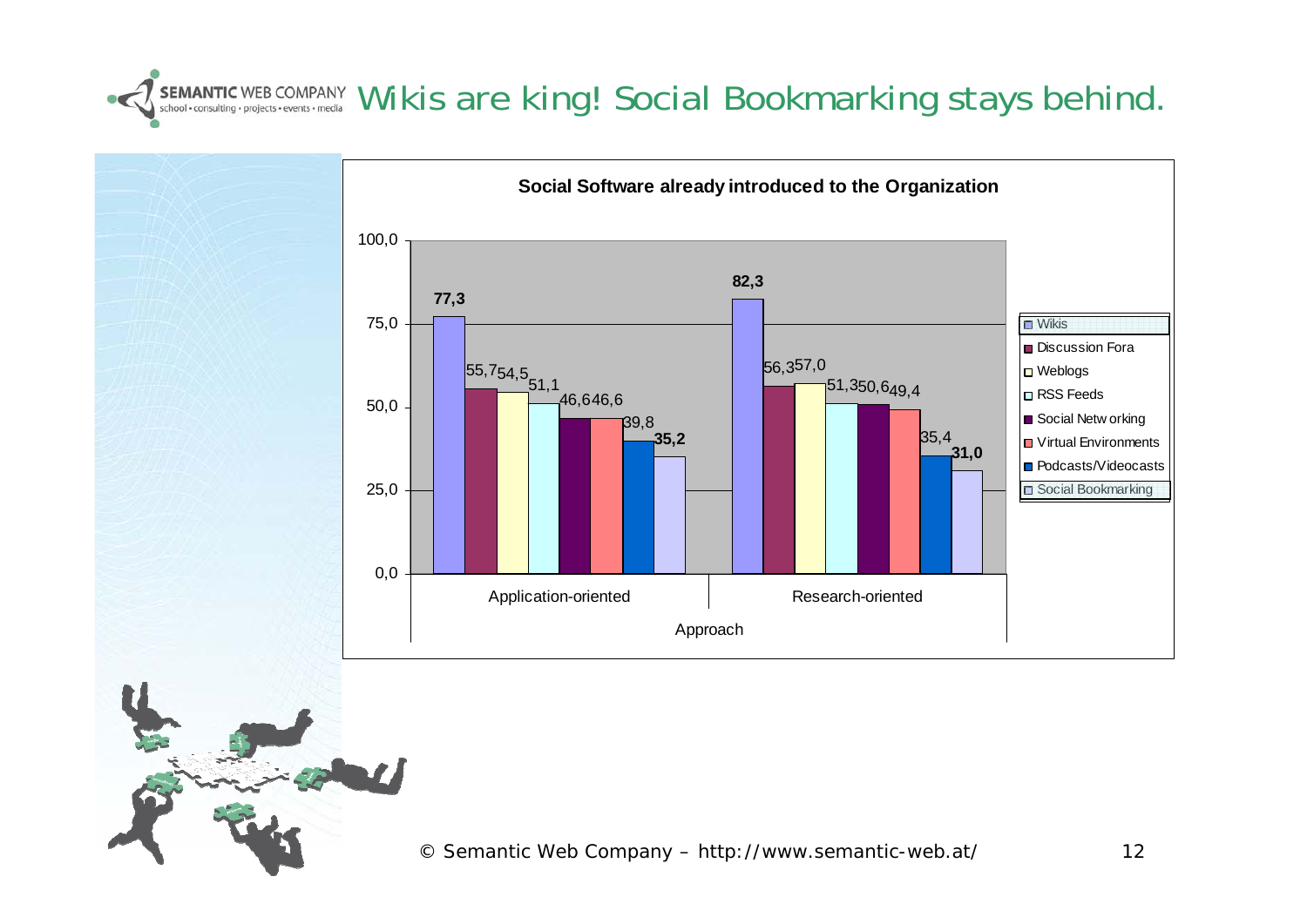# Wikis are king! Social Bookmarking stays behind.

**Social Software already introduced to the Organization**

| Approach | Wikis | Discussion Fora | Weblogs | RSS Feeds | Social Networking | Virtual Environments | Podcasts/Videocasts | Social Bookmarking |
|---|---|---|---|---|---|---|---|---|
| Application-oriented | **77,3** | 55,7 | 54,5 | 51,1 | 46,6 | 46,6 | 39,8 | **35,2** |
| Research-oriented | **82,3** | 56,3 | 57,0 | 51,3 | 50,6 | 49,4 | 35,4 | **31,0** |

© Semantic Web Company – http://www.semantic-web.at/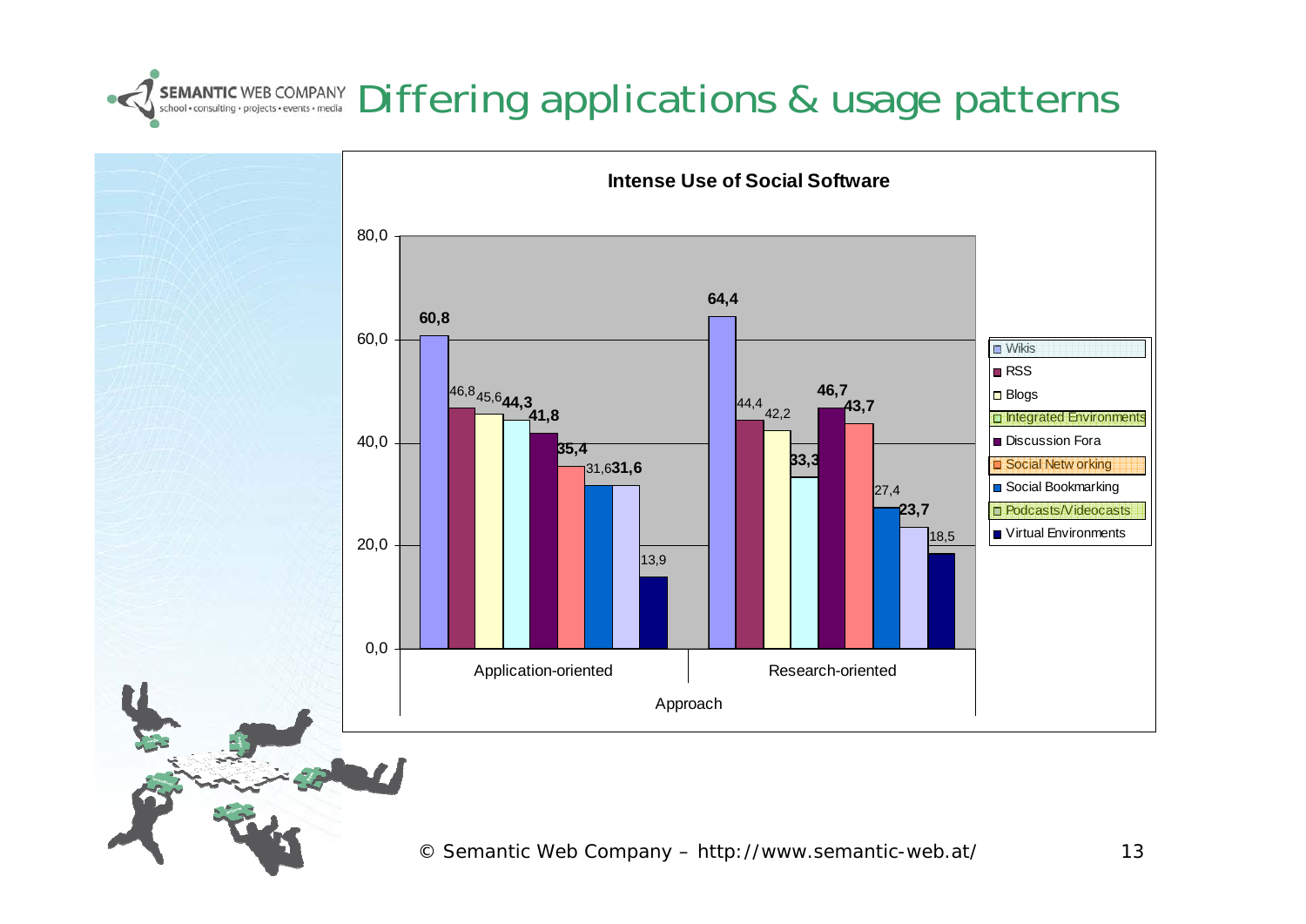# Differing applications & usage patterns

**Intense Use of Social Software**

| Approach | Wikis | RSS | Blogs | Integrated Environments | Discussion Fora | Social Networking | Social Bookmarking | Podcasts/Videocasts | Virtual Environments |
|---|---|---|---|---|---|---|---|---|---|
| Application-oriented | **60,8** | 46,8 | 45,6 | **44,3** | **41,8** | **35,4** | 31,6 | **31,6** | 13,9 |
| Research-oriented | **64,4** | 44,4 | 42,2 | **33,3** | **46,7** | **43,7** | 27,4 | **23,7** | 18,5 |

© Semantic Web Company – http://www.semantic-web.at/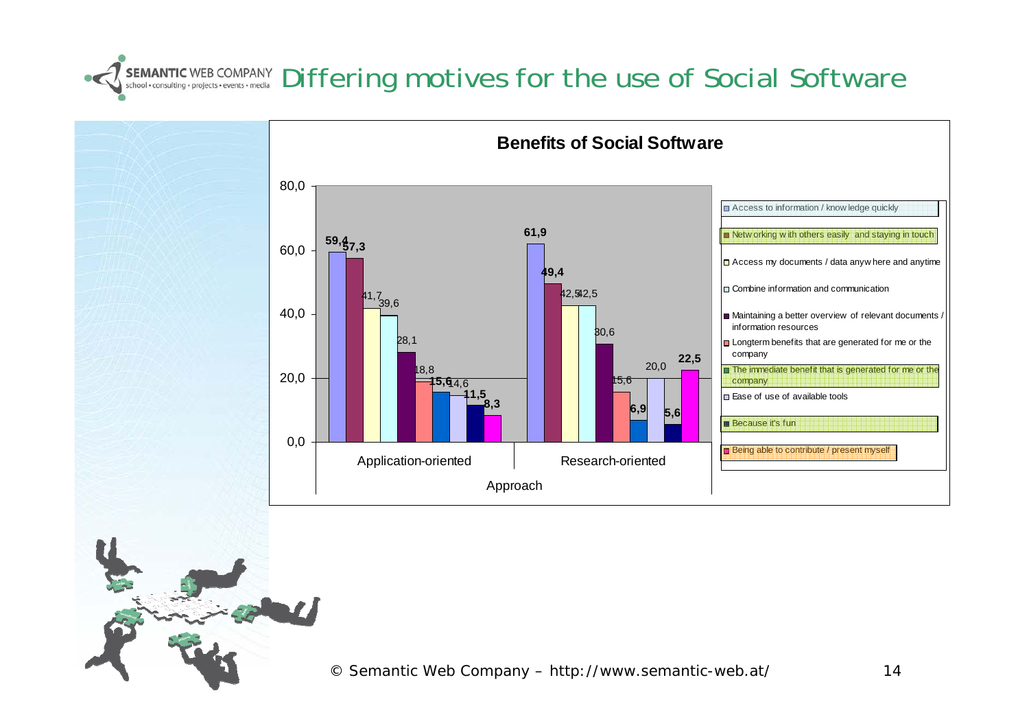# Differing motives for the use of Social Software

**Benefits of Social Software**

| Benefit | Application-oriented | Research-oriented |
|---|---|---|
| Access to information / knowledge quickly | 59,4 | 61,9 |
| Networking with others easily and staying in touch | 57,3 | 49,4 |
| Access my documents / data anywhere and anytime | 41,7 | 42,5 |
| Combine information and communication | 39,6 | 42,5 |
| Maintaining a better overview of relevant documents / information resources | 28,1 | 30,6 |
| Longterm benefits that are generated for me or the company | 18,8 | 15,6 |
| The immediate benefit that is generated for me or the company | 15,6 | 6,9 |
| Ease of use of available tools | 14,6 | 20,0 |
| Because it's fun | 11,5 | 5,6 |
| Being able to contribute / present myself | 8,3 | 22,5 |

Approach

© Semantic Web Company – http://www.semantic-web.at/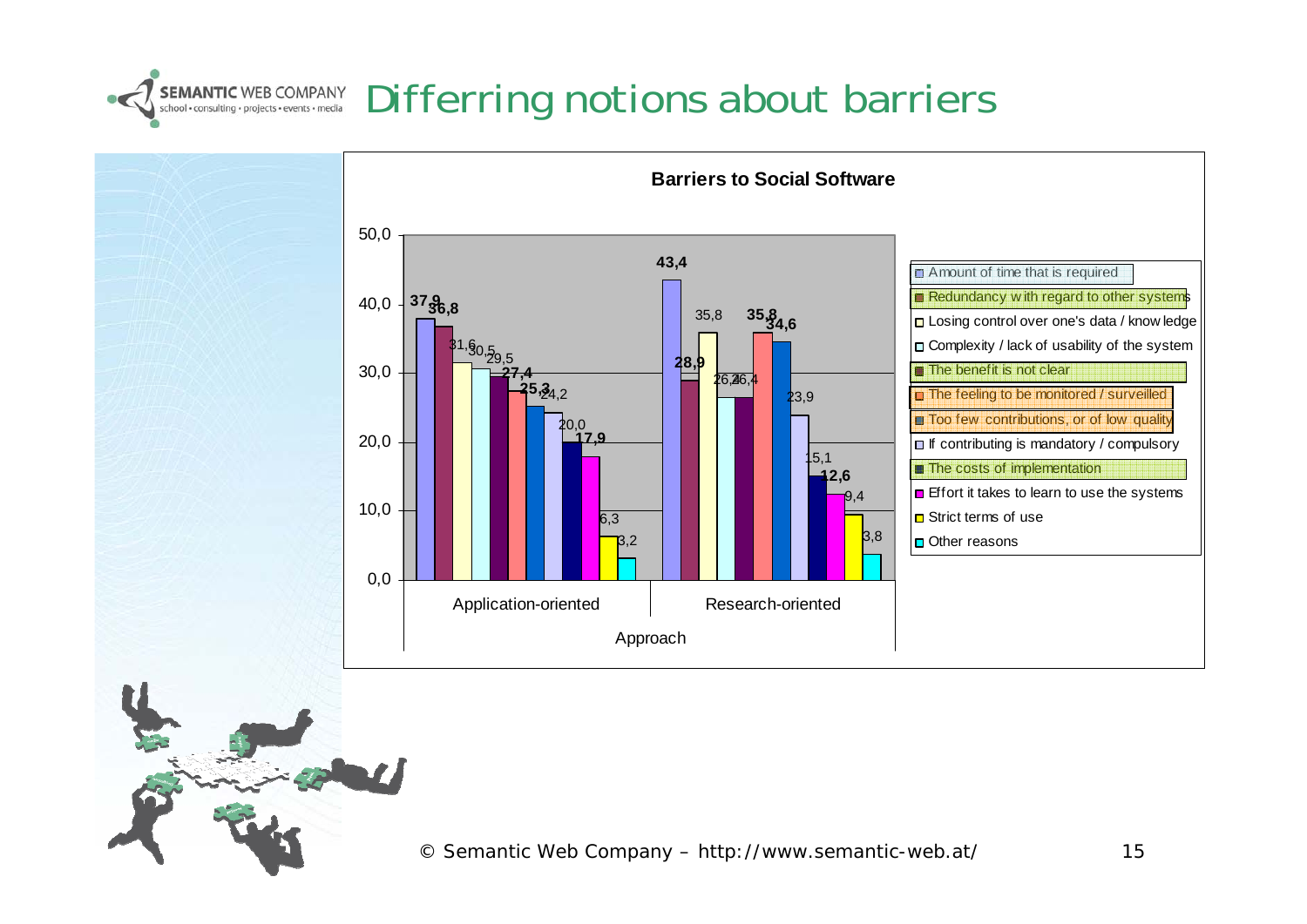# Differring notions about barriers

**Barriers to Social Software**

| Barrier | Application-oriented | Research-oriented |
|---|---|---|
| Amount of time that is required | 37,9 | 43,4 |
| Redundancy with regard to other systems | 36,8 | 28,9 |
| Losing control over one's data / knowledge | 31,6 | 35,8 |
| Complexity / lack of usability of the system | 30,5 | 26,4 |
| The benefit is not clear | 29,5 | 26,4 |
| The feeling to be monitored / surveilled | 27,4 | 35,8 |
| Too few contributions, or of low quality | 25,3 | 34,6 |
| If contributing is mandatory / compulsory | 24,2 | 23,9 |
| The costs of implementation | 20,0 | 15,1 |
| Effort it takes to learn to use the systems | 17,9 | 12,6 |
| Strict terms of use | 6,3 | 9,4 |
| Other reasons | 3,2 | 3,8 |

Approach

© Semantic Web Company – http://www.semantic-web.at/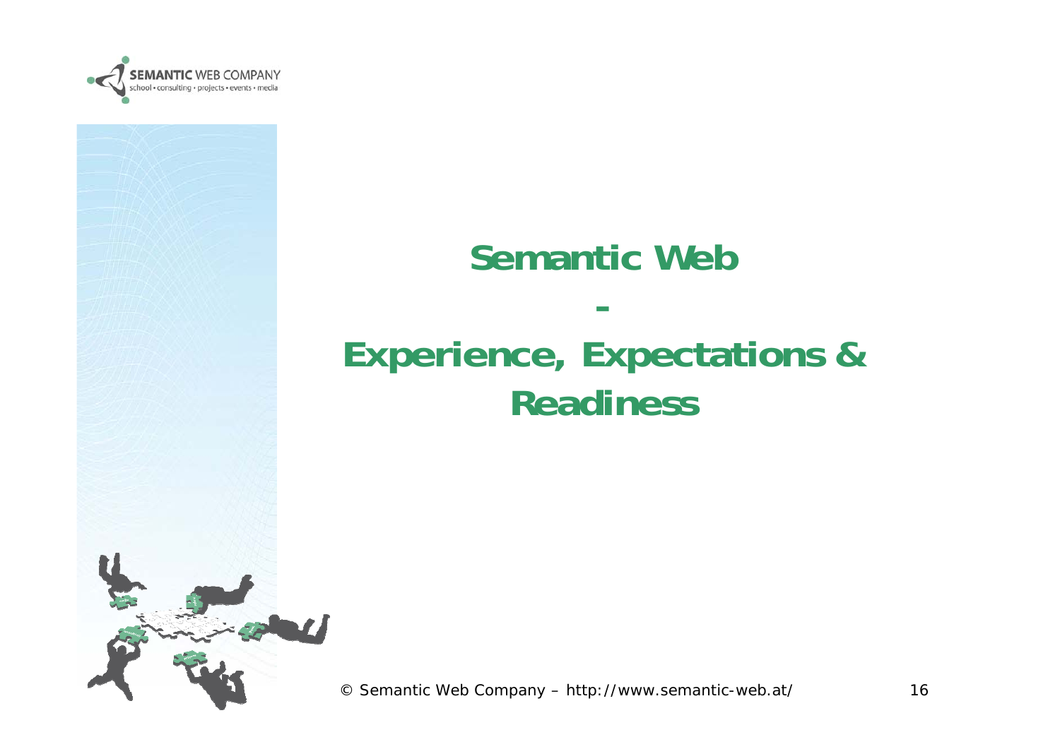# Semantic Web

## -

# Experience, Expectations & Readiness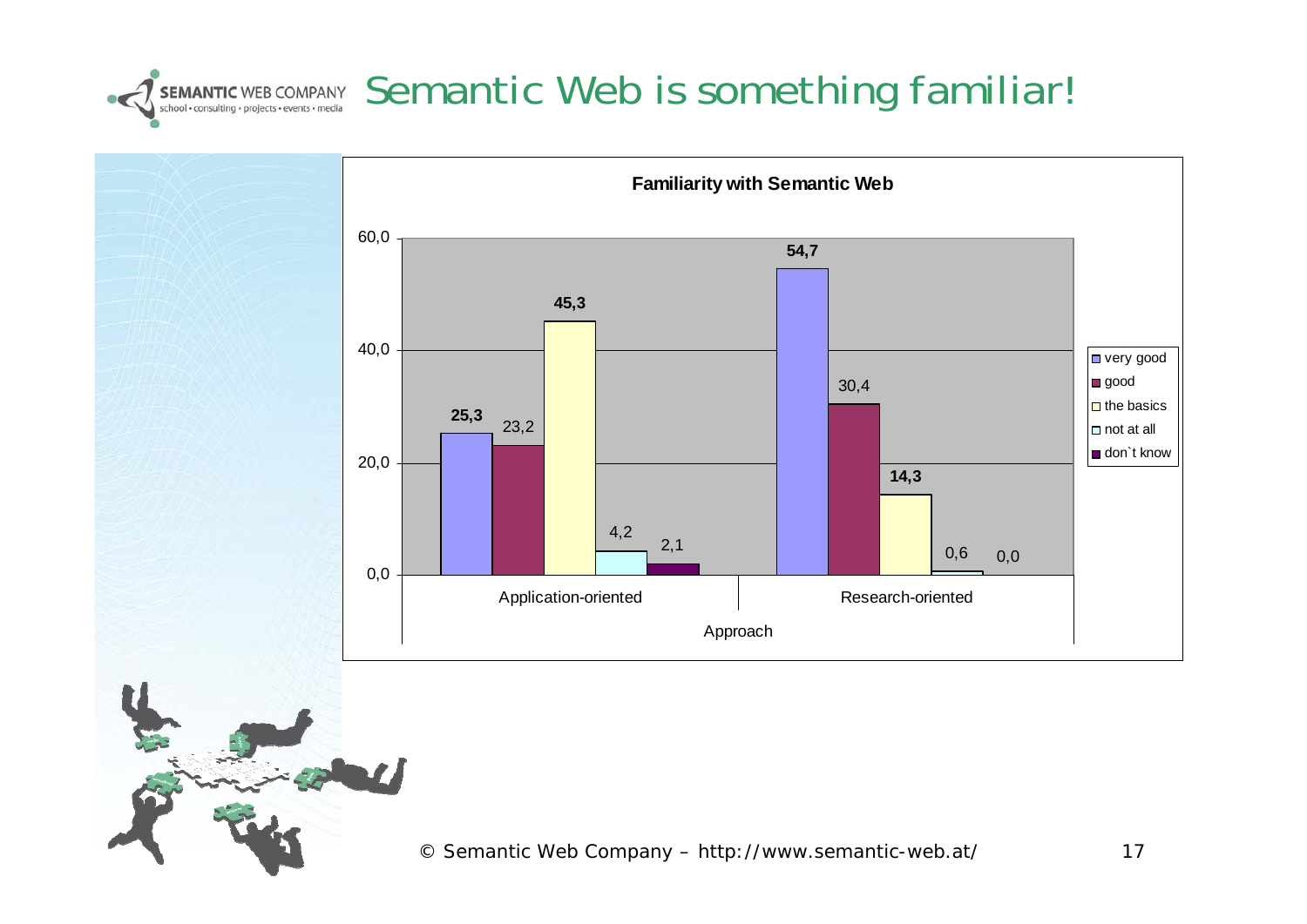# Semantic Web is something familiar!

**Familiarity with Semantic Web**

| Approach | very good | good | the basics | not at all | don`t know |
|---|---|---|---|---|---|
| Application-oriented | 25,3 | 23,2 | 45,3 | 4,2 | 2,1 |
| Research-oriented | 54,7 | 30,4 | 14,3 | 0,6 | 0,0 |

© Semantic Web Company – http://www.semantic-web.at/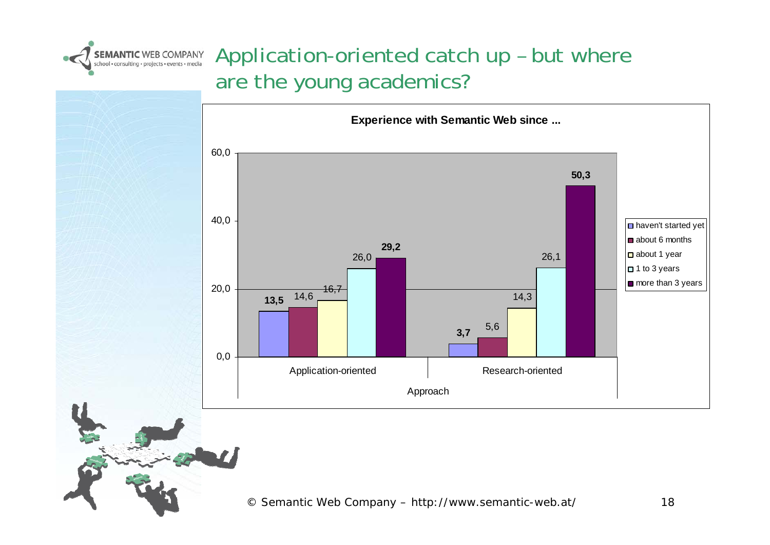# Application-oriented catch up – but where are the young academics?

**Experience with Semantic Web since ...**

| Approach | haven't started yet | about 6 months | about 1 year | 1 to 3 years | more than 3 years |
|---|---|---|---|---|---|
| Application-oriented | **13,5** | 14,6 | 16,7 | 26,0 | **29,2** |
| Research-oriented | **3,7** | 5,6 | 14,3 | 26,1 | **50,3** |

© Semantic Web Company – http://www.semantic-web.at/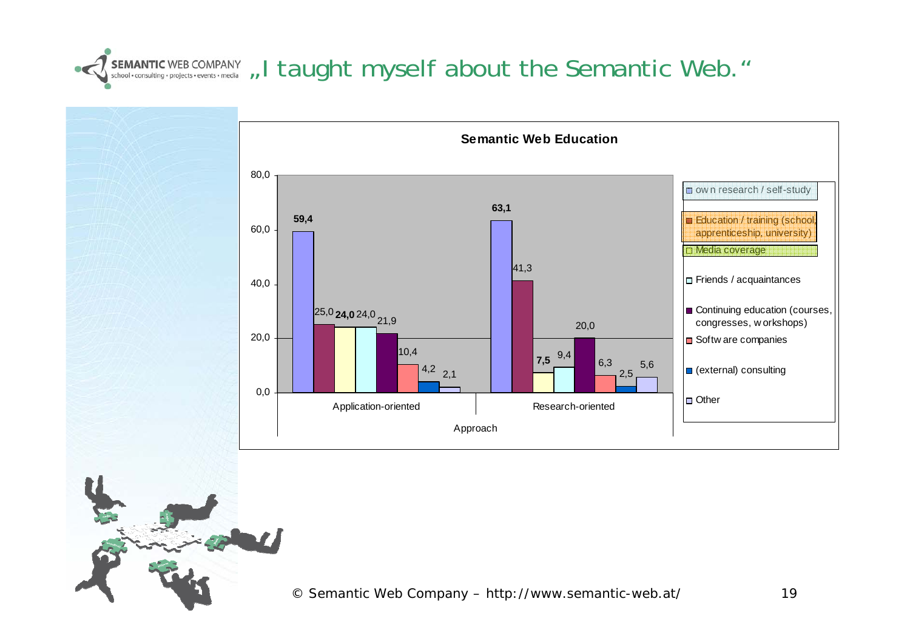# „I taught myself about the Semantic Web."

**Semantic Web Education**

| Approach | own research / self-study | Education / training (school, apprenticeship, university) | Media coverage | Friends / acquaintances | Continuing education (courses, congresses, workshops) | Software companies | (external) consulting | Other |
|---|---|---|---|---|---|---|---|---|
| Application-oriented | **59,4** | 25,0 | **24,0** | 24,0 | 21,9 | 10,4 | 4,2 | 2,1 |
| Research-oriented | **63,1** | 41,3 | **7,5** | 9,4 | 20,0 | 6,3 | 2,5 | 5,6 |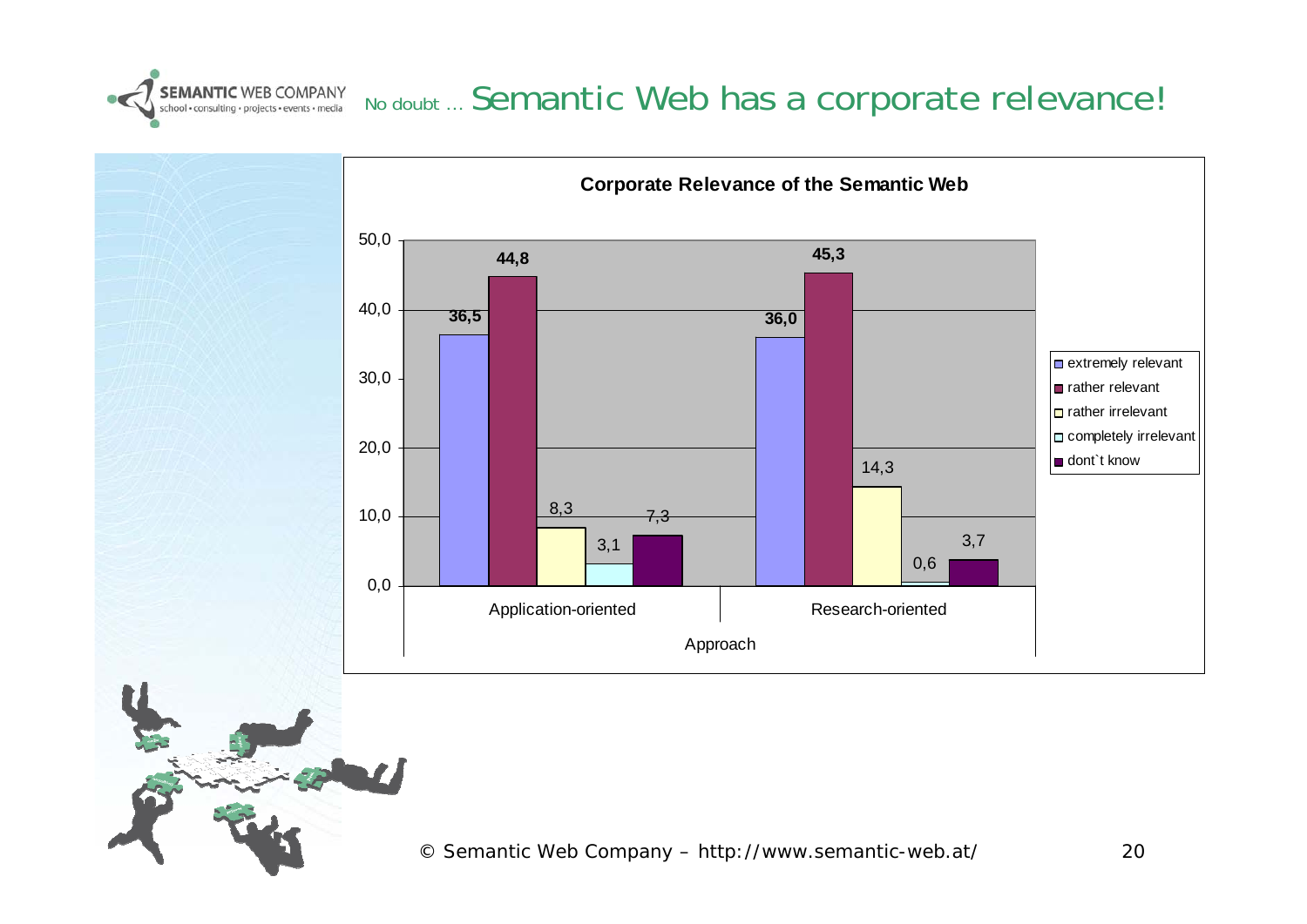# No doubt … Semantic Web has a corporate relevance!

**Corporate Relevance of the Semantic Web**

| Approach | extremely relevant | rather relevant | rather irrelevant | completely irrelevant | dont`t know |
|---|---|---|---|---|---|
| Application-oriented | 36,5 | 44,8 | 8,3 | 3,1 | 7,3 |
| Research-oriented | 36,0 | 45,3 | 14,3 | 0,6 | 3,7 |

© Semantic Web Company – http://www.semantic-web.at/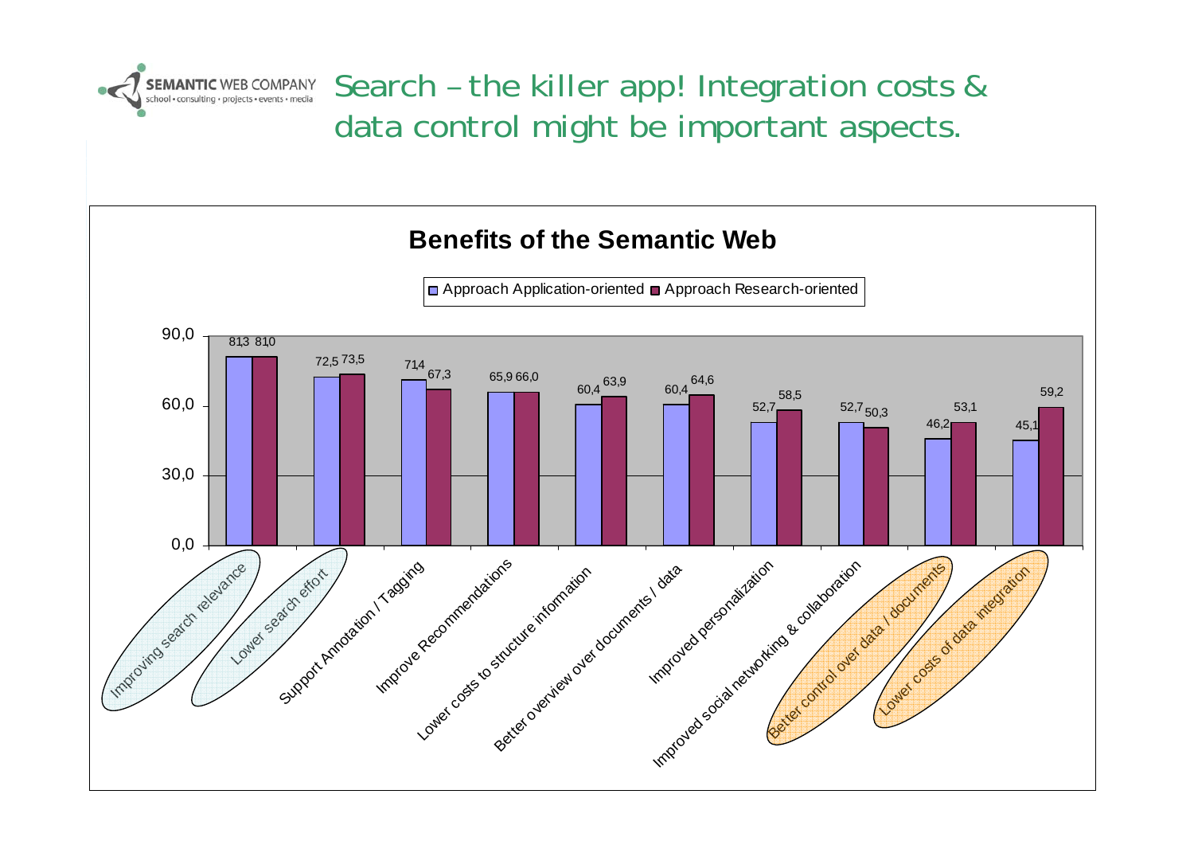# Search – the killer app! Integration costs & data control might be important aspects.

## Benefits of the Semantic Web

| Benefit | Approach Application-oriented | Approach Research-oriented |
|---|---|---|
| Improving search relevance | 81,3 | 81,0 |
| Lower search effort | 72,5 | 73,5 |
| Support Annotation / Tagging | 71,4 | 67,3 |
| Improve Recommendations | 65,9 | 66,0 |
| Lower costs to structure information | 60,4 | 63,9 |
| Better overview over documents / data | 60,4 | 64,6 |
| Improved personalization | 52,7 | 58,5 |
| Improved social networking & collaboration | 52,7 | 50,3 |
| Better control over data / documents | 46,2 | 53,1 |
| Lower costs of data integration | 45,1 | 59,2 |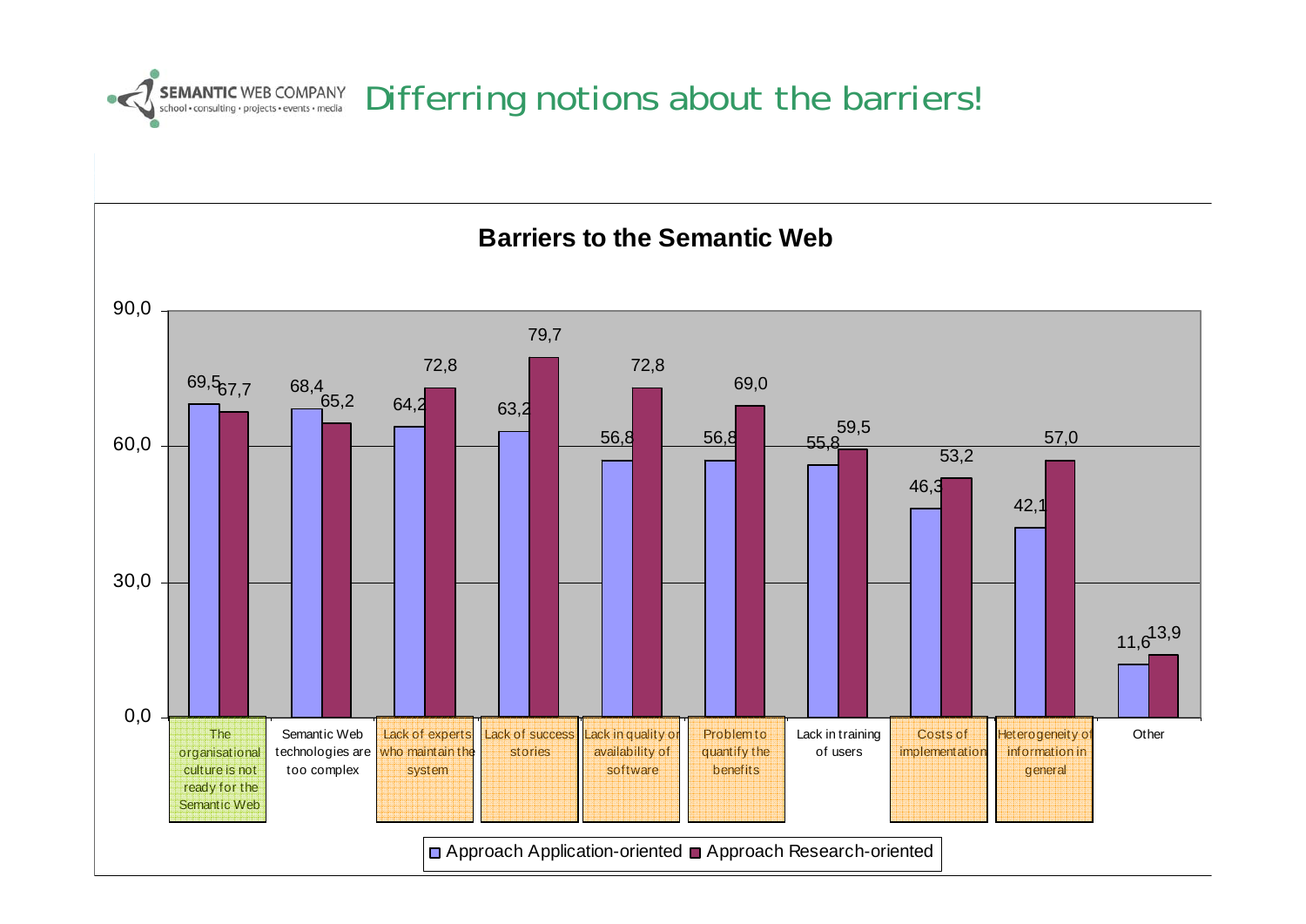# Differring notions about the barriers!

**Barriers to the Semantic Web**

| Barrier | Approach Application-oriented | Approach Research-oriented |
|---|---|---|
| The organisational culture is not ready for the Semantic Web | 69,5 | 67,7 |
| Semantic Web technologies are too complex | 68,4 | 65,2 |
| Lack of experts who maintain the system | 64,2 | 72,8 |
| Lack of success stories | 63,2 | 79,7 |
| Lack in quality or availability of software | 56,8 | 72,8 |
| Problem to quantify the benefits | 56,8 | 69,0 |
| Lack in training of users | 55,8 | 59,5 |
| Costs of implementation | 46,3 | 53,2 |
| Heterogeneity of information in general | 42,1 | 57,0 |
| Other | 11,6 | 13,9 |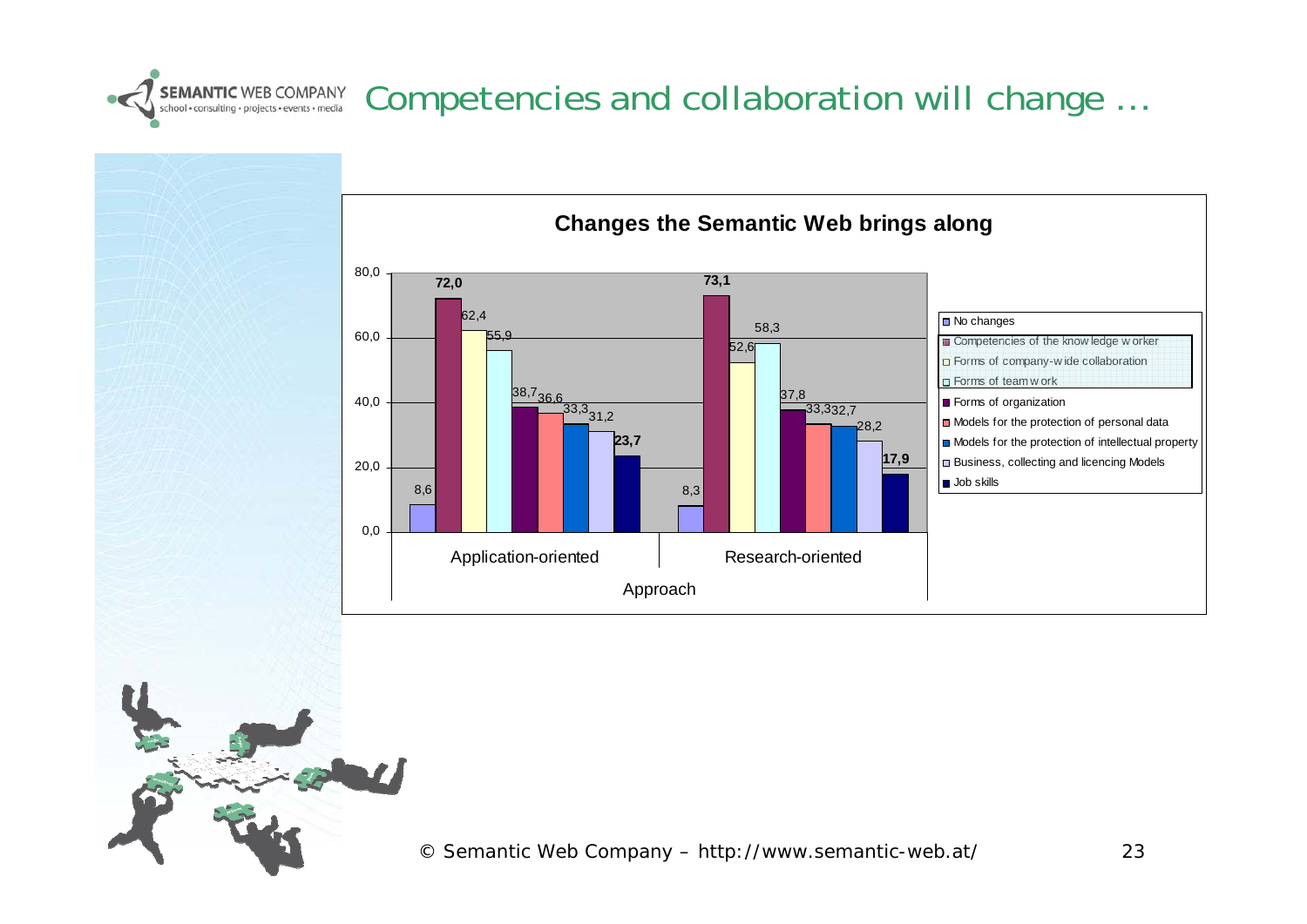# Competencies and collaboration will change ...

**Changes the Semantic Web brings along**

| Approach | No changes | Competencies of the knowledge worker | Forms of company-wide collaboration | Forms of teamwork | Forms of organization | Models for the protection of personal data | Models for the protection of intellectual property | Business, collecting and licencing Models | Job skills |
|---|---|---|---|---|---|---|---|---|---|
| Application-oriented | 8,6 | **72,0** | 62,4 | 55,9 | 38,7 | 36,6 | 33,3 | 31,2 | **23,7** |
| Research-oriented | 8,3 | **73,1** | 52,6 | 58,3 | 37,8 | 33,3 | 32,7 | 28,2 | **17,9** |

© Semantic Web Company – http://www.semantic-web.at/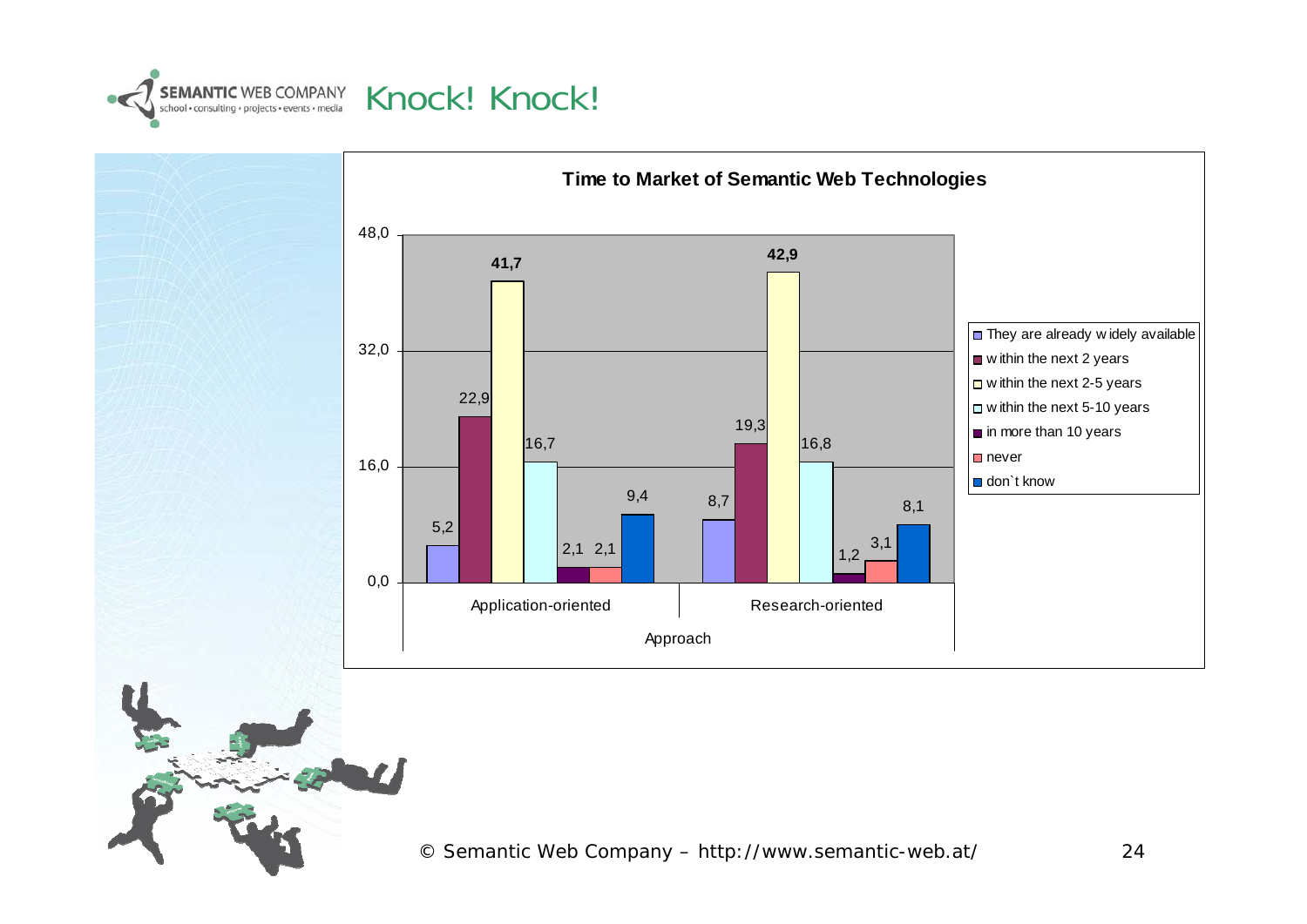# Knock! Knock!

**Time to Market of Semantic Web Technologies**

| Approach | They are already widely available | within the next 2 years | within the next 2-5 years | within the next 5-10 years | in more than 10 years | never | don`t know |
|---|---|---|---|---|---|---|---|
| Application-oriented | 5,2 | 22,9 | **41,7** | 16,7 | 2,1 | 2,1 | 9,4 |
| Research-oriented | 8,7 | 19,3 | **42,9** | 16,8 | 1,2 | 3,1 | 8,1 |

© Semantic Web Company – http://www.semantic-web.at/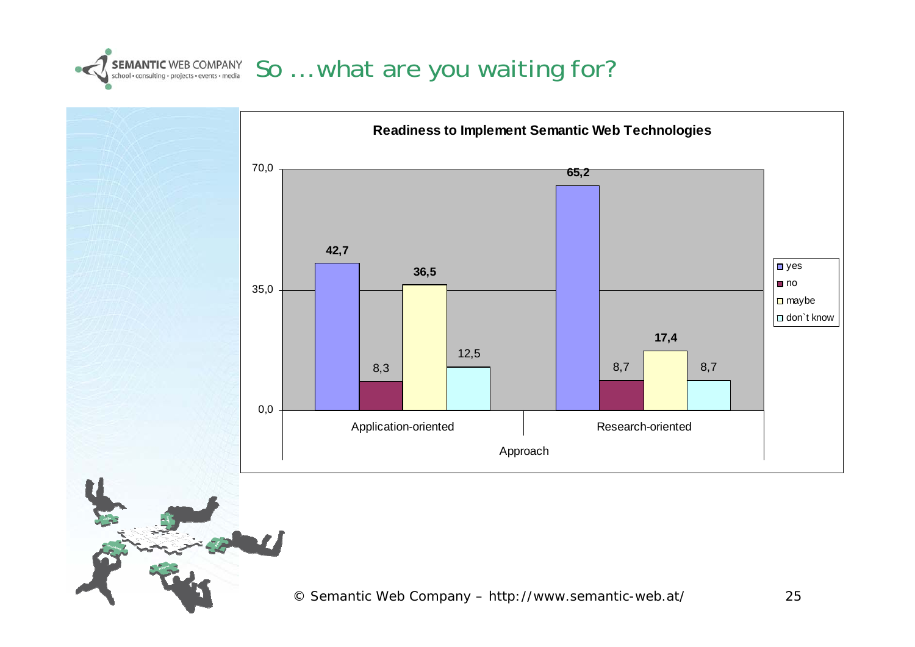# So ... what are you waiting for?

**Readiness to Implement Semantic Web Technologies**

| Approach | yes | no | maybe | don`t know |
|---|---|---|---|---|
| Application-oriented | 42,7 | 8,3 | 36,5 | 12,5 |
| Research-oriented | 65,2 | 8,7 | 17,4 | 8,7 |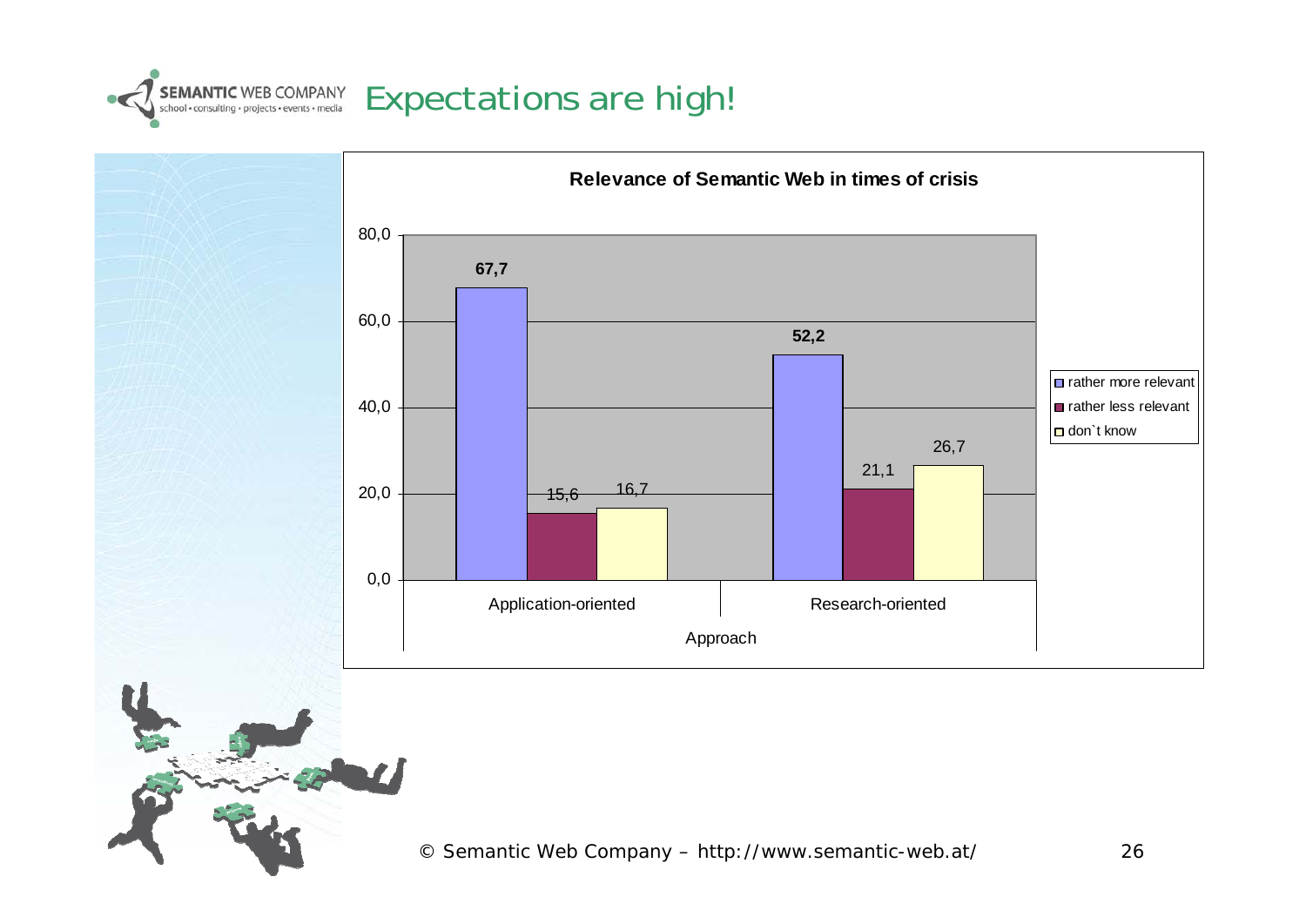# Expectations are high!

**Relevance of Semantic Web in times of crisis**

| Approach | rather more relevant | rather less relevant | don`t know |
|---|---|---|---|
| Application-oriented | 67,7 | 15,6 | 16,7 |
| Research-oriented | 52,2 | 21,1 | 26,7 |

© Semantic Web Company – http://www.semantic-web.at/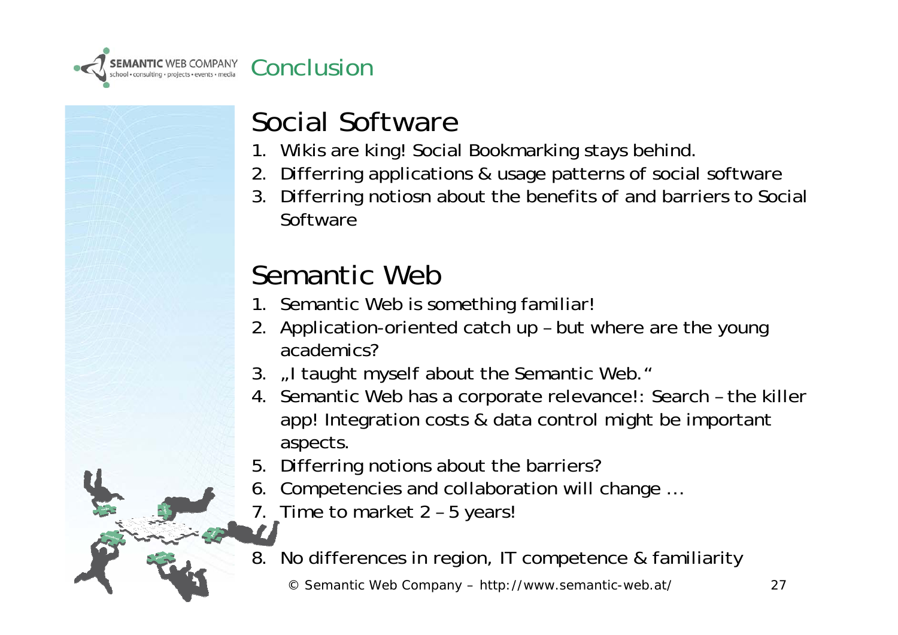# Conclusion

## Social Software

1. Wikis are king! Social Bookmarking stays behind.
2. Differring applications & usage patterns of social software
3. Differring notiosn about the benefits of and barriers to Social Software

## Semantic Web

1. Semantic Web is something familiar!
2. Application-oriented catch up – but where are the young academics?
3. „I taught myself about the Semantic Web."
4. Semantic Web has a corporate relevance!: Search – the killer app! Integration costs & data control might be important aspects.
5. Differring notions about the barriers?
6. Competencies and collaboration will change …
7. Time to market 2 – 5 years!
8. No differences in region, IT competence & familiarity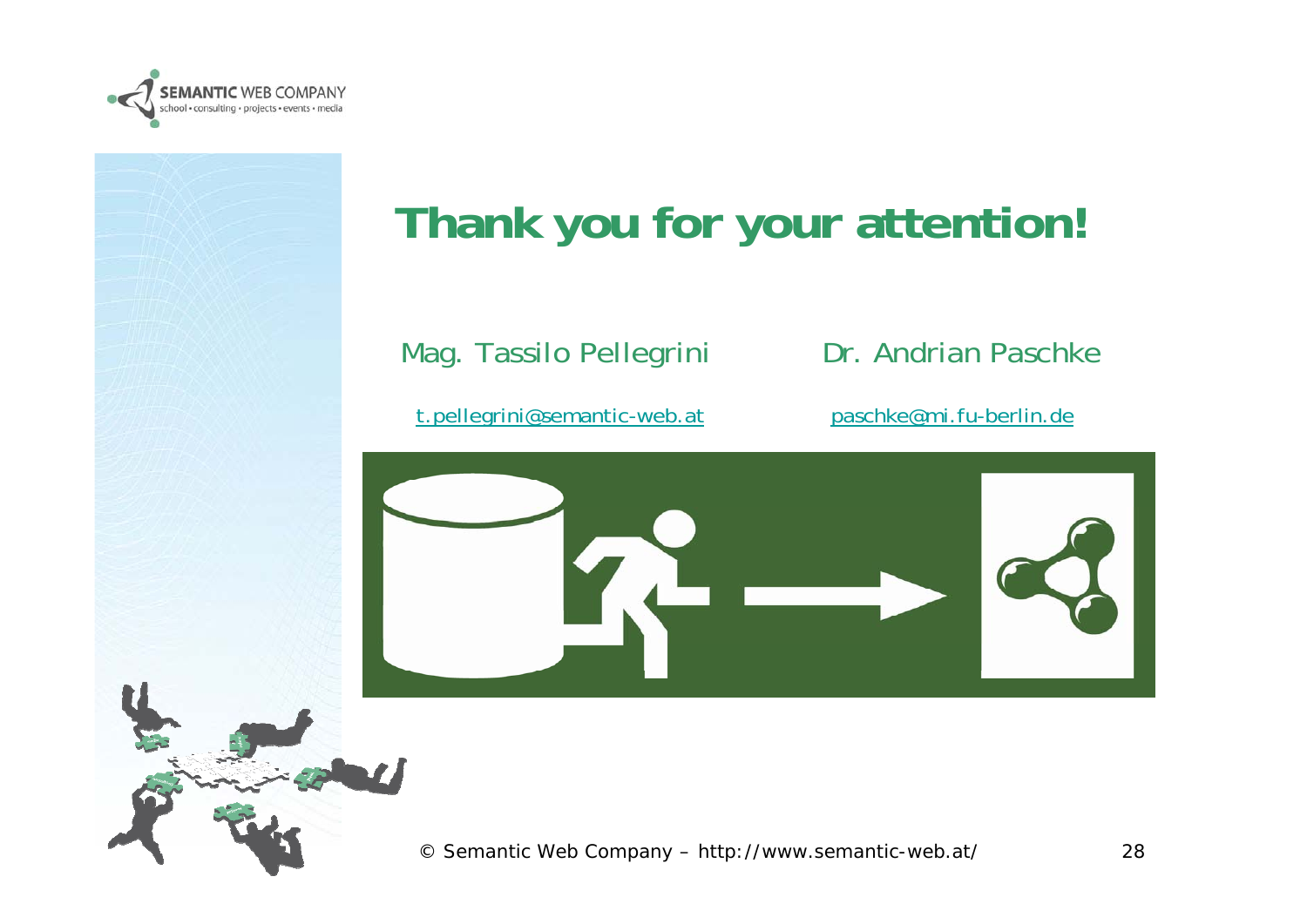# Thank you for your attention!

Mag. Tassilo Pellegrini

t.pellegrini@semantic-web.at

Dr. Andrian Paschke

paschke@mi.fu-berlin.de

© Semantic Web Company – http://www.semantic-web.at/